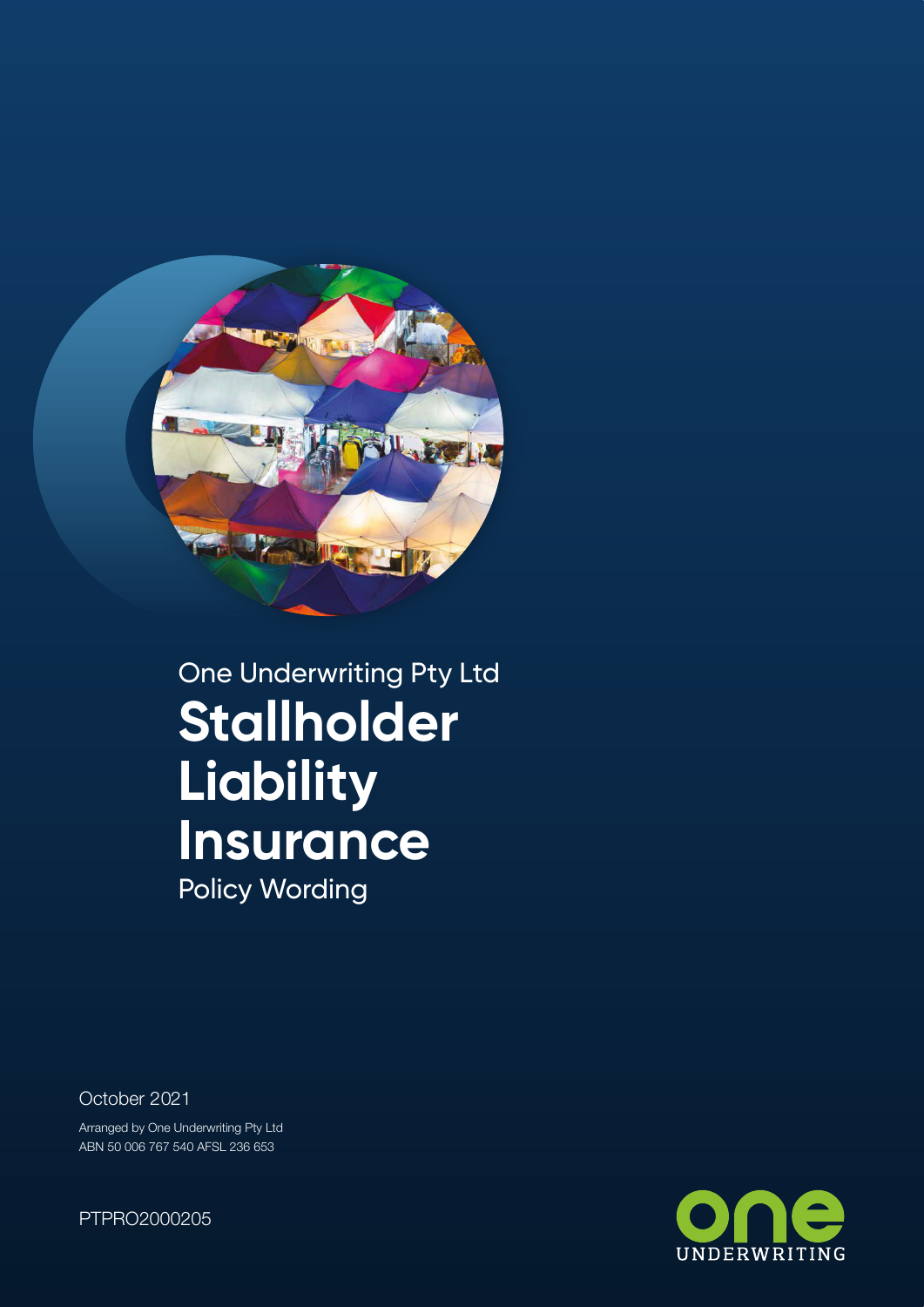One Underwriting Pty Ltd

# Stallholder Liability Insurance

Policy Wording

October 2021

Arranged by One Underwriting Pty Ltd
ABN 50 006 767 540 AFSL 236 653

PTPRO2000205

one
UNDERWRITING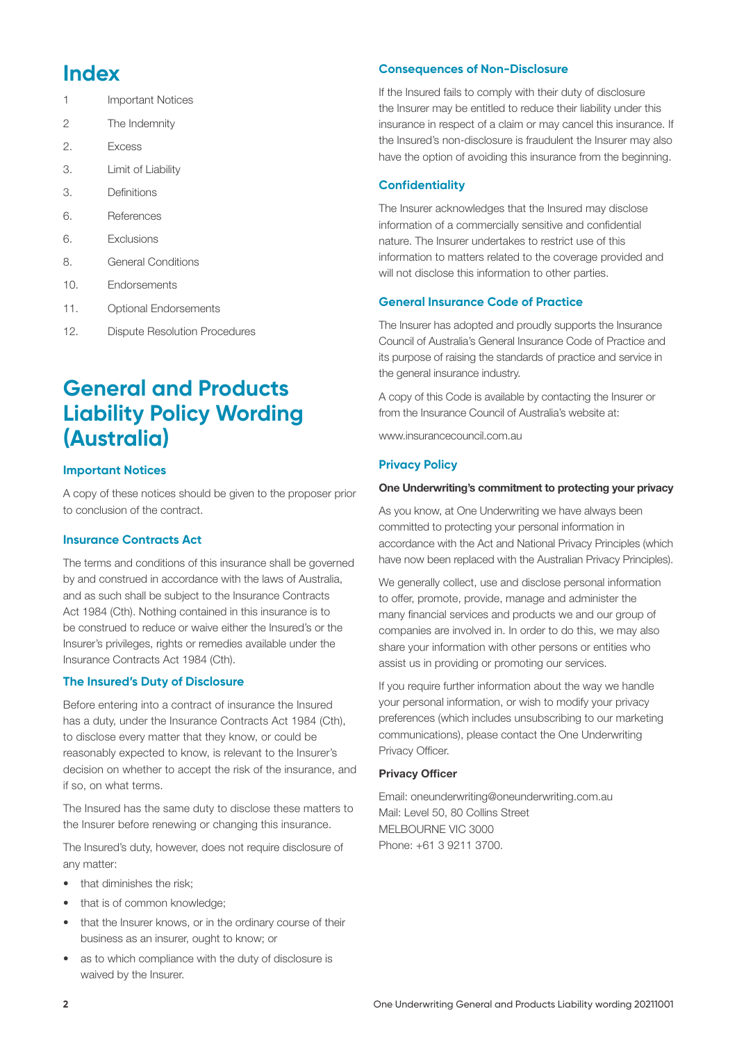# Index

| | | |
|---|---|---|
| 1 | Important Notices |
| 2 | The Indemnity |
| 2. | Excess |
| 3. | Limit of Liability |
| 3. | Definitions |
| 6. | References |
| 6. | Exclusions |
| 8. | General Conditions |
| 10. | Endorsements |
| 11. | Optional Endorsements |
| 12. | Dispute Resolution Procedures |

# General and Products Liability Policy Wording (Australia)

### Important Notices

A copy of these notices should be given to the proposer prior to conclusion of the contract.

### Insurance Contracts Act

The terms and conditions of this insurance shall be governed by and construed in accordance with the laws of Australia, and as such shall be subject to the Insurance Contracts Act 1984 (Cth). Nothing contained in this insurance is to be construed to reduce or waive either the Insured's or the Insurer's privileges, rights or remedies available under the Insurance Contracts Act 1984 (Cth).

### The Insured's Duty of Disclosure

Before entering into a contract of insurance the Insured has a duty, under the Insurance Contracts Act 1984 (Cth), to disclose every matter that they know, or could be reasonably expected to know, is relevant to the Insurer's decision on whether to accept the risk of the insurance, and if so, on what terms.

The Insured has the same duty to disclose these matters to the Insurer before renewing or changing this insurance.

The Insured's duty, however, does not require disclosure of any matter:

- that diminishes the risk;
- that is of common knowledge;
- that the Insurer knows, or in the ordinary course of their business as an insurer, ought to know; or
- as to which compliance with the duty of disclosure is waived by the Insurer.

### Consequences of Non-Disclosure

If the Insured fails to comply with their duty of disclosure the Insurer may be entitled to reduce their liability under this insurance in respect of a claim or may cancel this insurance. If the Insured's non-disclosure is fraudulent the Insurer may also have the option of avoiding this insurance from the beginning.

### Confidentiality

The Insurer acknowledges that the Insured may disclose information of a commercially sensitive and confidential nature. The Insurer undertakes to restrict use of this information to matters related to the coverage provided and will not disclose this information to other parties.

### General Insurance Code of Practice

The Insurer has adopted and proudly supports the Insurance Council of Australia's General Insurance Code of Practice and its purpose of raising the standards of practice and service in the general insurance industry.

A copy of this Code is available by contacting the Insurer or from the Insurance Council of Australia's website at:

www.insurancecouncil.com.au

### Privacy Policy

**One Underwriting's commitment to protecting your privacy**

As you know, at One Underwriting we have always been committed to protecting your personal information in accordance with the Act and National Privacy Principles (which have now been replaced with the Australian Privacy Principles).

We generally collect, use and disclose personal information to offer, promote, provide, manage and administer the many financial services and products we and our group of companies are involved in. In order to do this, we may also share your information with other persons or entities who assist us in providing or promoting our services.

If you require further information about the way we handle your personal information, or wish to modify your privacy preferences (which includes unsubscribing to our marketing communications), please contact the One Underwriting Privacy Officer.

**Privacy Officer**

Email: oneunderwriting@oneunderwriting.com.au
Mail: Level 50, 80 Collins Street
MELBOURNE VIC 3000
Phone: +61 3 9211 3700.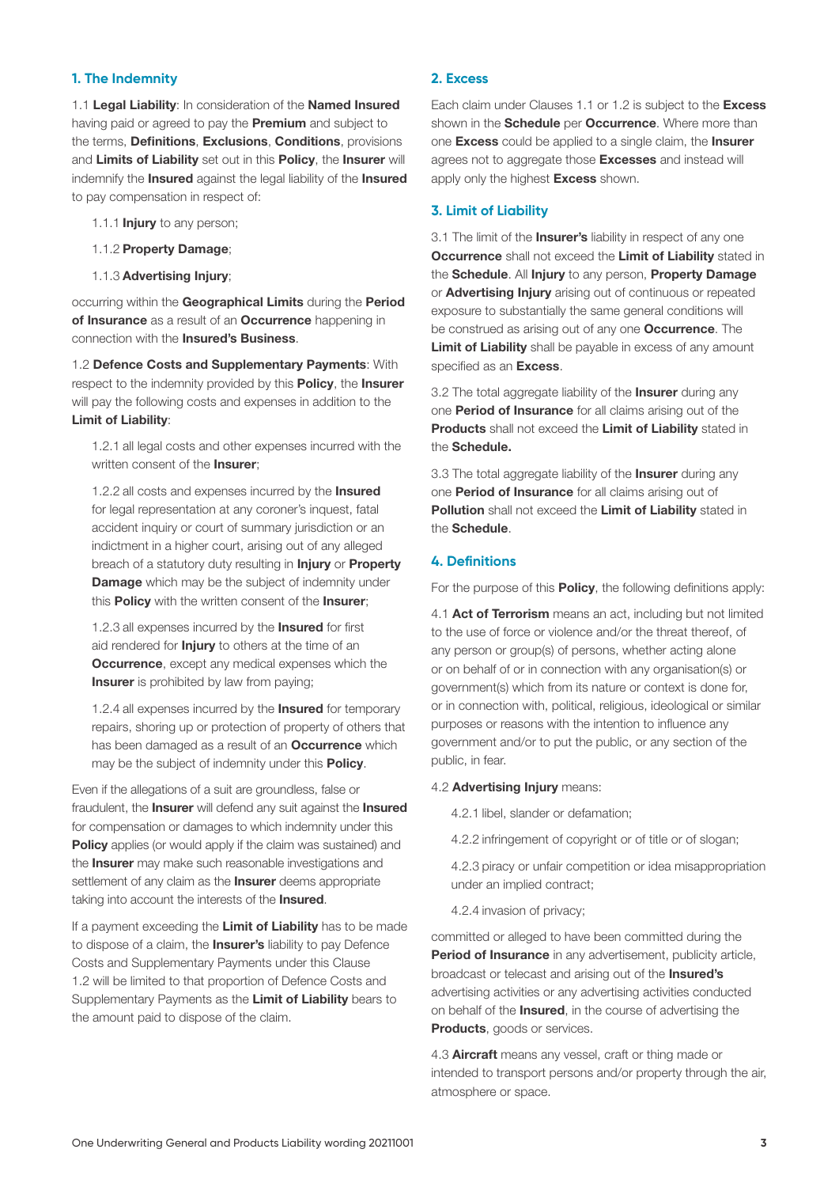## 1. The Indemnity

1.1 **Legal Liability**: In consideration of the **Named Insured** having paid or agreed to pay the **Premium** and subject to the terms, **Definitions**, **Exclusions**, **Conditions**, provisions and **Limits of Liability** set out in this **Policy**, the **Insurer** will indemnify the **Insured** against the legal liability of the **Insured** to pay compensation in respect of:

1.1.1 **Injury** to any person;

1.1.2 **Property Damage**;

1.1.3 **Advertising Injury**;

occurring within the **Geographical Limits** during the **Period of Insurance** as a result of an **Occurrence** happening in connection with the **Insured's Business**.

1.2 **Defence Costs and Supplementary Payments**: With respect to the indemnity provided by this **Policy**, the **Insurer** will pay the following costs and expenses in addition to the **Limit of Liability**:

1.2.1 all legal costs and other expenses incurred with the written consent of the **Insurer**;

1.2.2 all costs and expenses incurred by the **Insured** for legal representation at any coroner's inquest, fatal accident inquiry or court of summary jurisdiction or an indictment in a higher court, arising out of any alleged breach of a statutory duty resulting in **Injury** or **Property Damage** which may be the subject of indemnity under this **Policy** with the written consent of the **Insurer**;

1.2.3 all expenses incurred by the **Insured** for first aid rendered for **Injury** to others at the time of an **Occurrence**, except any medical expenses which the **Insurer** is prohibited by law from paying;

1.2.4 all expenses incurred by the **Insured** for temporary repairs, shoring up or protection of property of others that has been damaged as a result of an **Occurrence** which may be the subject of indemnity under this **Policy**.

Even if the allegations of a suit are groundless, false or fraudulent, the **Insurer** will defend any suit against the **Insured** for compensation or damages to which indemnity under this **Policy** applies (or would apply if the claim was sustained) and the **Insurer** may make such reasonable investigations and settlement of any claim as the **Insurer** deems appropriate taking into account the interests of the **Insured**.

If a payment exceeding the **Limit of Liability** has to be made to dispose of a claim, the **Insurer's** liability to pay Defence Costs and Supplementary Payments under this Clause 1.2 will be limited to that proportion of Defence Costs and Supplementary Payments as the **Limit of Liability** bears to the amount paid to dispose of the claim.

## 2. Excess

Each claim under Clauses 1.1 or 1.2 is subject to the **Excess** shown in the **Schedule** per **Occurrence**. Where more than one **Excess** could be applied to a single claim, the **Insurer** agrees not to aggregate those **Excesses** and instead will apply only the highest **Excess** shown.

## 3. Limit of Liability

3.1 The limit of the **Insurer's** liability in respect of any one **Occurrence** shall not exceed the **Limit of Liability** stated in the **Schedule**. All **Injury** to any person, **Property Damage** or **Advertising Injury** arising out of continuous or repeated exposure to substantially the same general conditions will be construed as arising out of any one **Occurrence**. The **Limit of Liability** shall be payable in excess of any amount specified as an **Excess**.

3.2 The total aggregate liability of the **Insurer** during any one **Period of Insurance** for all claims arising out of the **Products** shall not exceed the **Limit of Liability** stated in the **Schedule.**

3.3 The total aggregate liability of the **Insurer** during any one **Period of Insurance** for all claims arising out of **Pollution** shall not exceed the **Limit of Liability** stated in the **Schedule**.

## 4. Definitions

For the purpose of this **Policy**, the following definitions apply:

4.1 **Act of Terrorism** means an act, including but not limited to the use of force or violence and/or the threat thereof, of any person or group(s) of persons, whether acting alone or on behalf of or in connection with any organisation(s) or government(s) which from its nature or context is done for, or in connection with, political, religious, ideological or similar purposes or reasons with the intention to influence any government and/or to put the public, or any section of the public, in fear.

4.2 **Advertising Injury** means:

4.2.1 libel, slander or defamation;

4.2.2 infringement of copyright or of title or of slogan;

4.2.3 piracy or unfair competition or idea misappropriation under an implied contract;

4.2.4 invasion of privacy;

committed or alleged to have been committed during the **Period of Insurance** in any advertisement, publicity article, broadcast or telecast and arising out of the **Insured's** advertising activities or any advertising activities conducted on behalf of the **Insured**, in the course of advertising the **Products**, goods or services.

4.3 **Aircraft** means any vessel, craft or thing made or intended to transport persons and/or property through the air, atmosphere or space.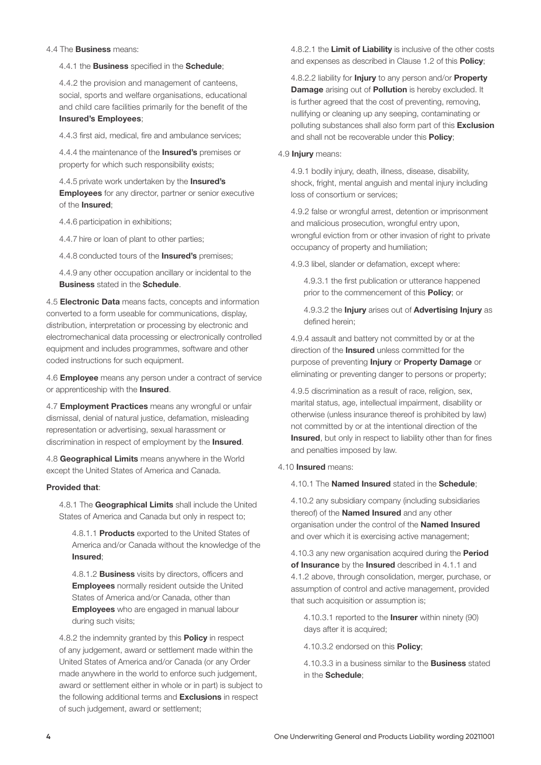4.4 The **Business** means:

4.4.1 the **Business** specified in the **Schedule**;

4.4.2 the provision and management of canteens, social, sports and welfare organisations, educational and child care facilities primarily for the benefit of the **Insured's Employees**;

4.4.3 first aid, medical, fire and ambulance services;

4.4.4 the maintenance of the **Insured's** premises or property for which such responsibility exists;

4.4.5 private work undertaken by the **Insured's Employees** for any director, partner or senior executive of the **Insured**;

4.4.6 participation in exhibitions;

4.4.7 hire or loan of plant to other parties;

4.4.8 conducted tours of the **Insured's** premises;

4.4.9 any other occupation ancillary or incidental to the **Business** stated in the **Schedule**.

4.5 **Electronic Data** means facts, concepts and information converted to a form useable for communications, display, distribution, interpretation or processing by electronic and electromechanical data processing or electronically controlled equipment and includes programmes, software and other coded instructions for such equipment.

4.6 **Employee** means any person under a contract of service or apprenticeship with the **Insured**.

4.7 **Employment Practices** means any wrongful or unfair dismissal, denial of natural justice, defamation, misleading representation or advertising, sexual harassment or discrimination in respect of employment by the **Insured**.

4.8 **Geographical Limits** means anywhere in the World except the United States of America and Canada.

**Provided that**:

4.8.1 The **Geographical Limits** shall include the United States of America and Canada but only in respect to;

4.8.1.1 **Products** exported to the United States of America and/or Canada without the knowledge of the **Insured**;

4.8.1.2 **Business** visits by directors, officers and **Employees** normally resident outside the United States of America and/or Canada, other than **Employees** who are engaged in manual labour during such visits;

4.8.2 the indemnity granted by this **Policy** in respect of any judgement, award or settlement made within the United States of America and/or Canada (or any Order made anywhere in the world to enforce such judgement, award or settlement either in whole or in part) is subject to the following additional terms and **Exclusions** in respect of such judgement, award or settlement;

4.8.2.1 the **Limit of Liability** is inclusive of the other costs and expenses as described in Clause 1.2 of this **Policy**;

4.8.2.2 liability for **Injury** to any person and/or **Property Damage** arising out of **Pollution** is hereby excluded. It is further agreed that the cost of preventing, removing, nullifying or cleaning up any seeping, contaminating or polluting substances shall also form part of this **Exclusion** and shall not be recoverable under this **Policy**;

4.9 **Injury** means:

4.9.1 bodily injury, death, illness, disease, disability, shock, fright, mental anguish and mental injury including loss of consortium or services;

4.9.2 false or wrongful arrest, detention or imprisonment and malicious prosecution, wrongful entry upon, wrongful eviction from or other invasion of right to private occupancy of property and humiliation;

4.9.3 libel, slander or defamation, except where:

4.9.3.1 the first publication or utterance happened prior to the commencement of this **Policy**; or

4.9.3.2 the **Injury** arises out of **Advertising Injury** as defined herein;

4.9.4 assault and battery not committed by or at the direction of the **Insured** unless committed for the purpose of preventing **Injury** or **Property Damage** or eliminating or preventing danger to persons or property;

4.9.5 discrimination as a result of race, religion, sex, marital status, age, intellectual impairment, disability or otherwise (unless insurance thereof is prohibited by law) not committed by or at the intentional direction of the **Insured**, but only in respect to liability other than for fines and penalties imposed by law.

4.10 **Insured** means:

4.10.1 The **Named Insured** stated in the **Schedule**;

4.10.2 any subsidiary company (including subsidiaries thereof) of the **Named Insured** and any other organisation under the control of the **Named Insured** and over which it is exercising active management;

4.10.3 any new organisation acquired during the **Period of Insurance** by the **Insured** described in 4.1.1 and 4.1.2 above, through consolidation, merger, purchase, or assumption of control and active management, provided that such acquisition or assumption is;

4.10.3.1 reported to the **Insurer** within ninety (90) days after it is acquired;

4.10.3.2 endorsed on this **Policy**;

4.10.3.3 in a business similar to the **Business** stated in the **Schedule**;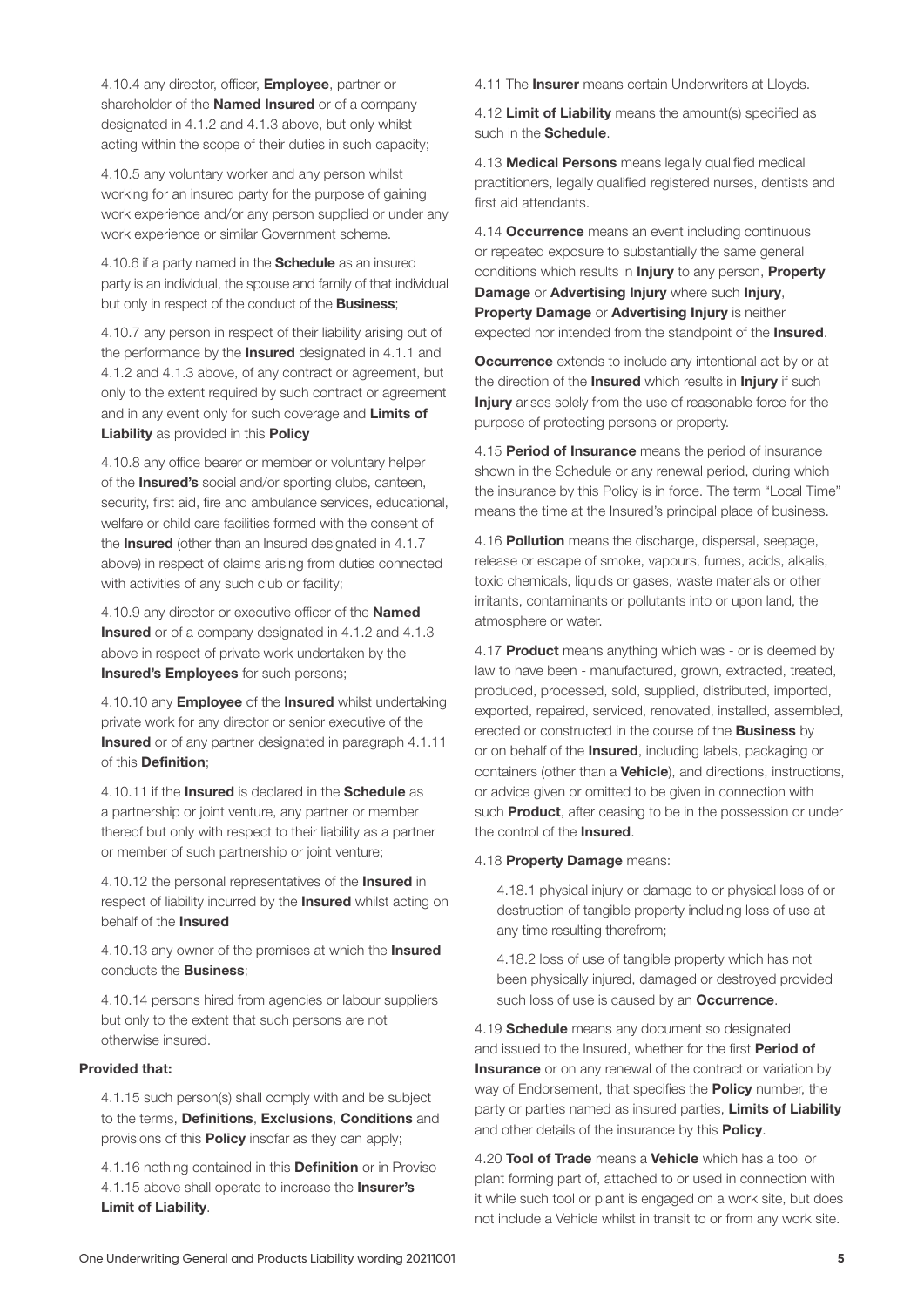4.10.4 any director, officer, **Employee**, partner or shareholder of the **Named Insured** or of a company designated in 4.1.2 and 4.1.3 above, but only whilst acting within the scope of their duties in such capacity;

4.10.5 any voluntary worker and any person whilst working for an insured party for the purpose of gaining work experience and/or any person supplied or under any work experience or similar Government scheme.

4.10.6 if a party named in the **Schedule** as an insured party is an individual, the spouse and family of that individual but only in respect of the conduct of the **Business**;

4.10.7 any person in respect of their liability arising out of the performance by the **Insured** designated in 4.1.1 and 4.1.2 and 4.1.3 above, of any contract or agreement, but only to the extent required by such contract or agreement and in any event only for such coverage and **Limits of Liability** as provided in this **Policy**

4.10.8 any office bearer or member or voluntary helper of the **Insured's** social and/or sporting clubs, canteen, security, first aid, fire and ambulance services, educational, welfare or child care facilities formed with the consent of the **Insured** (other than an Insured designated in 4.1.7 above) in respect of claims arising from duties connected with activities of any such club or facility;

4.10.9 any director or executive officer of the **Named Insured** or of a company designated in 4.1.2 and 4.1.3 above in respect of private work undertaken by the **Insured's Employees** for such persons;

4.10.10 any **Employee** of the **Insured** whilst undertaking private work for any director or senior executive of the **Insured** or of any partner designated in paragraph 4.1.11 of this **Definition**;

4.10.11 if the **Insured** is declared in the **Schedule** as a partnership or joint venture, any partner or member thereof but only with respect to their liability as a partner or member of such partnership or joint venture;

4.10.12 the personal representatives of the **Insured** in respect of liability incurred by the **Insured** whilst acting on behalf of the **Insured**

4.10.13 any owner of the premises at which the **Insured** conducts the **Business**;

4.10.14 persons hired from agencies or labour suppliers but only to the extent that such persons are not otherwise insured.

**Provided that:**

4.1.15 such person(s) shall comply with and be subject to the terms, **Definitions**, **Exclusions**, **Conditions** and provisions of this **Policy** insofar as they can apply;

4.1.16 nothing contained in this **Definition** or in Proviso 4.1.15 above shall operate to increase the **Insurer's Limit of Liability**.

4.11 The **Insurer** means certain Underwriters at Lloyds.

4.12 **Limit of Liability** means the amount(s) specified as such in the **Schedule**.

4.13 **Medical Persons** means legally qualified medical practitioners, legally qualified registered nurses, dentists and first aid attendants.

4.14 **Occurrence** means an event including continuous or repeated exposure to substantially the same general conditions which results in **Injury** to any person, **Property Damage** or **Advertising Injury** where such **Injury**, **Property Damage** or **Advertising Injury** is neither expected nor intended from the standpoint of the **Insured**.

**Occurrence** extends to include any intentional act by or at the direction of the **Insured** which results in **Injury** if such **Injury** arises solely from the use of reasonable force for the purpose of protecting persons or property.

4.15 **Period of Insurance** means the period of insurance shown in the Schedule or any renewal period, during which the insurance by this Policy is in force. The term "Local Time" means the time at the Insured's principal place of business.

4.16 **Pollution** means the discharge, dispersal, seepage, release or escape of smoke, vapours, fumes, acids, alkalis, toxic chemicals, liquids or gases, waste materials or other irritants, contaminants or pollutants into or upon land, the atmosphere or water.

4.17 **Product** means anything which was - or is deemed by law to have been - manufactured, grown, extracted, treated, produced, processed, sold, supplied, distributed, imported, exported, repaired, serviced, renovated, installed, assembled, erected or constructed in the course of the **Business** by or on behalf of the **Insured**, including labels, packaging or containers (other than a **Vehicle**), and directions, instructions, or advice given or omitted to be given in connection with such **Product**, after ceasing to be in the possession or under the control of the **Insured**.

4.18 **Property Damage** means:

4.18.1 physical injury or damage to or physical loss of or destruction of tangible property including loss of use at any time resulting therefrom;

4.18.2 loss of use of tangible property which has not been physically injured, damaged or destroyed provided such loss of use is caused by an **Occurrence**.

4.19 **Schedule** means any document so designated and issued to the Insured, whether for the first **Period of Insurance** or on any renewal of the contract or variation by way of Endorsement, that specifies the **Policy** number, the party or parties named as insured parties, **Limits of Liability** and other details of the insurance by this **Policy**.

4.20 **Tool of Trade** means a **Vehicle** which has a tool or plant forming part of, attached to or used in connection with it while such tool or plant is engaged on a work site, but does not include a Vehicle whilst in transit to or from any work site.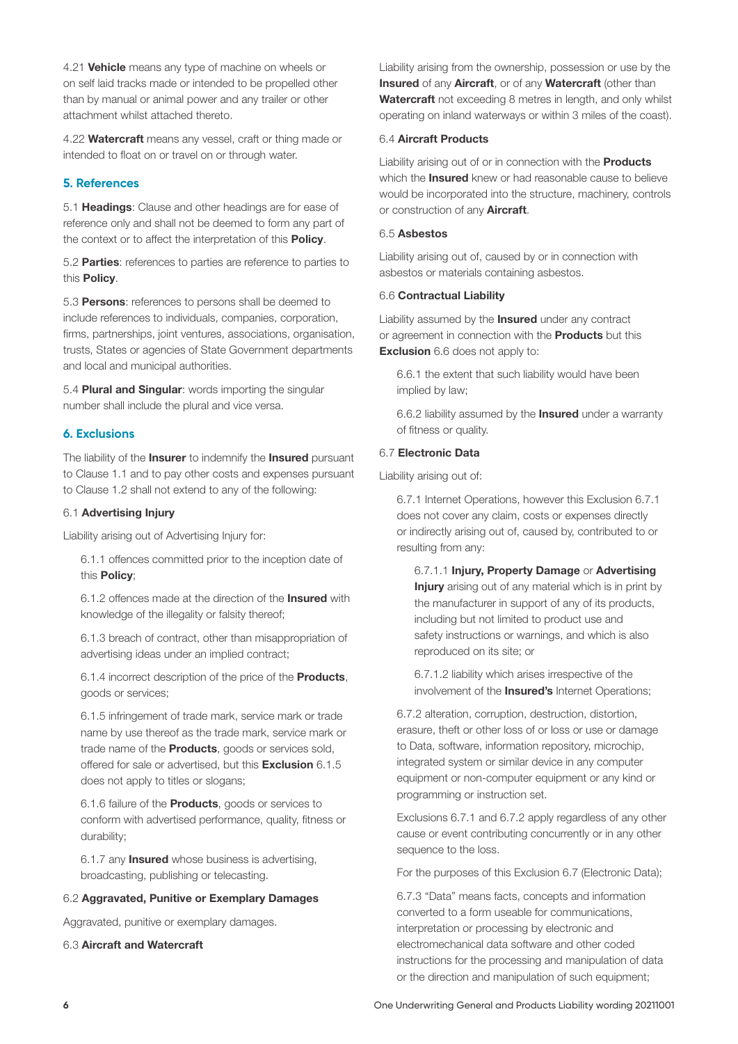4.21 **Vehicle** means any type of machine on wheels or on self laid tracks made or intended to be propelled other than by manual or animal power and any trailer or other attachment whilst attached thereto.

4.22 **Watercraft** means any vessel, craft or thing made or intended to float on or travel on or through water.

## 5. References

5.1 **Headings**: Clause and other headings are for ease of reference only and shall not be deemed to form any part of the context or to affect the interpretation of this **Policy**.

5.2 **Parties**: references to parties are reference to parties to this **Policy**.

5.3 **Persons**: references to persons shall be deemed to include references to individuals, companies, corporation, firms, partnerships, joint ventures, associations, organisation, trusts, States or agencies of State Government departments and local and municipal authorities.

5.4 **Plural and Singular**: words importing the singular number shall include the plural and vice versa.

## 6. Exclusions

The liability of the **Insurer** to indemnify the **Insured** pursuant to Clause 1.1 and to pay other costs and expenses pursuant to Clause 1.2 shall not extend to any of the following:

6.1 **Advertising Injury**

Liability arising out of Advertising Injury for:

6.1.1 offences committed prior to the inception date of this **Policy**;

6.1.2 offences made at the direction of the **Insured** with knowledge of the illegality or falsity thereof;

6.1.3 breach of contract, other than misappropriation of advertising ideas under an implied contract;

6.1.4 incorrect description of the price of the **Products**, goods or services;

6.1.5 infringement of trade mark, service mark or trade name by use thereof as the trade mark, service mark or trade name of the **Products**, goods or services sold, offered for sale or advertised, but this **Exclusion** 6.1.5 does not apply to titles or slogans;

6.1.6 failure of the **Products**, goods or services to conform with advertised performance, quality, fitness or durability;

6.1.7 any **Insured** whose business is advertising, broadcasting, publishing or telecasting.

6.2 **Aggravated, Punitive or Exemplary Damages**

Aggravated, punitive or exemplary damages.

6.3 **Aircraft and Watercraft**

Liability arising from the ownership, possession or use by the **Insured** of any **Aircraft**, or of any **Watercraft** (other than **Watercraft** not exceeding 8 metres in length, and only whilst operating on inland waterways or within 3 miles of the coast).

6.4 **Aircraft Products**

Liability arising out of or in connection with the **Products** which the **Insured** knew or had reasonable cause to believe would be incorporated into the structure, machinery, controls or construction of any **Aircraft**.

6.5 **Asbestos**

Liability arising out of, caused by or in connection with asbestos or materials containing asbestos.

6.6 **Contractual Liability**

Liability assumed by the **Insured** under any contract or agreement in connection with the **Products** but this **Exclusion** 6.6 does not apply to:

6.6.1 the extent that such liability would have been implied by law;

6.6.2 liability assumed by the **Insured** under a warranty of fitness or quality.

6.7 **Electronic Data**

Liability arising out of:

6.7.1 Internet Operations, however this Exclusion 6.7.1 does not cover any claim, costs or expenses directly or indirectly arising out of, caused by, contributed to or resulting from any:

6.7.1.1 **Injury, Property Damage** or **Advertising Injury** arising out of any material which is in print by the manufacturer in support of any of its products, including but not limited to product use and safety instructions or warnings, and which is also reproduced on its site; or

6.7.1.2 liability which arises irrespective of the involvement of the **Insured's** Internet Operations;

6.7.2 alteration, corruption, destruction, distortion, erasure, theft or other loss of or loss or use or damage to Data, software, information repository, microchip, integrated system or similar device in any computer equipment or non-computer equipment or any kind or programming or instruction set.

Exclusions 6.7.1 and 6.7.2 apply regardless of any other cause or event contributing concurrently or in any other sequence to the loss.

For the purposes of this Exclusion 6.7 (Electronic Data);

6.7.3 "Data" means facts, concepts and information converted to a form useable for communications, interpretation or processing by electronic and electromechanical data software and other coded instructions for the processing and manipulation of data or the direction and manipulation of such equipment;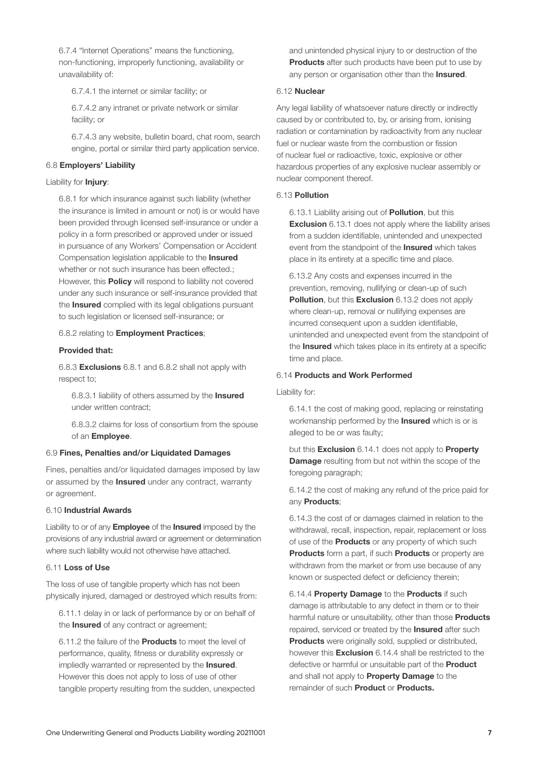6.7.4 "Internet Operations" means the functioning, non-functioning, improperly functioning, availability or unavailability of:

6.7.4.1 the internet or similar facility; or

6.7.4.2 any intranet or private network or similar facility; or

6.7.4.3 any website, bulletin board, chat room, search engine, portal or similar third party application service.

6.8 **Employers' Liability**

Liability for **Injury**:

6.8.1 for which insurance against such liability (whether the insurance is limited in amount or not) is or would have been provided through licensed self-insurance or under a policy in a form prescribed or approved under or issued in pursuance of any Workers' Compensation or Accident Compensation legislation applicable to the **Insured** whether or not such insurance has been effected.; However, this **Policy** will respond to liability not covered under any such insurance or self-insurance provided that the **Insured** complied with its legal obligations pursuant to such legislation or licensed self-insurance; or

6.8.2 relating to **Employment Practices**;

**Provided that:**

6.8.3 **Exclusions** 6.8.1 and 6.8.2 shall not apply with respect to;

6.8.3.1 liability of others assumed by the **Insured** under written contract;

6.8.3.2 claims for loss of consortium from the spouse of an **Employee**.

6.9 **Fines, Penalties and/or Liquidated Damages**

Fines, penalties and/or liquidated damages imposed by law or assumed by the **Insured** under any contract, warranty or agreement.

6.10 **Industrial Awards**

Liability to or of any **Employee** of the **Insured** imposed by the provisions of any industrial award or agreement or determination where such liability would not otherwise have attached.

6.11 **Loss of Use**

The loss of use of tangible property which has not been physically injured, damaged or destroyed which results from:

6.11.1 delay in or lack of performance by or on behalf of the **Insured** of any contract or agreement;

6.11.2 the failure of the **Products** to meet the level of performance, quality, fitness or durability expressly or impliedly warranted or represented by the **Insured**. However this does not apply to loss of use of other tangible property resulting from the sudden, unexpected and unintended physical injury to or destruction of the **Products** after such products have been put to use by any person or organisation other than the **Insured**.

6.12 **Nuclear**

Any legal liability of whatsoever nature directly or indirectly caused by or contributed to, by, or arising from, ionising radiation or contamination by radioactivity from any nuclear fuel or nuclear waste from the combustion or fission of nuclear fuel or radioactive, toxic, explosive or other hazardous properties of any explosive nuclear assembly or nuclear component thereof.

6.13 **Pollution**

6.13.1 Liability arising out of **Pollution**, but this **Exclusion** 6.13.1 does not apply where the liability arises from a sudden identifiable, unintended and unexpected event from the standpoint of the **Insured** which takes place in its entirety at a specific time and place.

6.13.2 Any costs and expenses incurred in the prevention, removing, nullifying or clean-up of such **Pollution**, but this **Exclusion** 6.13.2 does not apply where clean-up, removal or nullifying expenses are incurred consequent upon a sudden identifiable, unintended and unexpected event from the standpoint of the **Insured** which takes place in its entirety at a specific time and place.

6.14 **Products and Work Performed**

Liability for:

6.14.1 the cost of making good, replacing or reinstating workmanship performed by the **Insured** which is or is alleged to be or was faulty;

but this **Exclusion** 6.14.1 does not apply to **Property Damage** resulting from but not within the scope of the foregoing paragraph;

6.14.2 the cost of making any refund of the price paid for any **Products**;

6.14.3 the cost of or damages claimed in relation to the withdrawal, recall, inspection, repair, replacement or loss of use of the **Products** or any property of which such **Products** form a part, if such **Products** or property are withdrawn from the market or from use because of any known or suspected defect or deficiency therein;

6.14.4 **Property Damage** to the **Products** if such damage is attributable to any defect in them or to their harmful nature or unsuitability, other than those **Products** repaired, serviced or treated by the **Insured** after such **Products** were originally sold, supplied or distributed, however this **Exclusion** 6.14.4 shall be restricted to the defective or harmful or unsuitable part of the **Product** and shall not apply to **Property Damage** to the remainder of such **Product** or **Products.**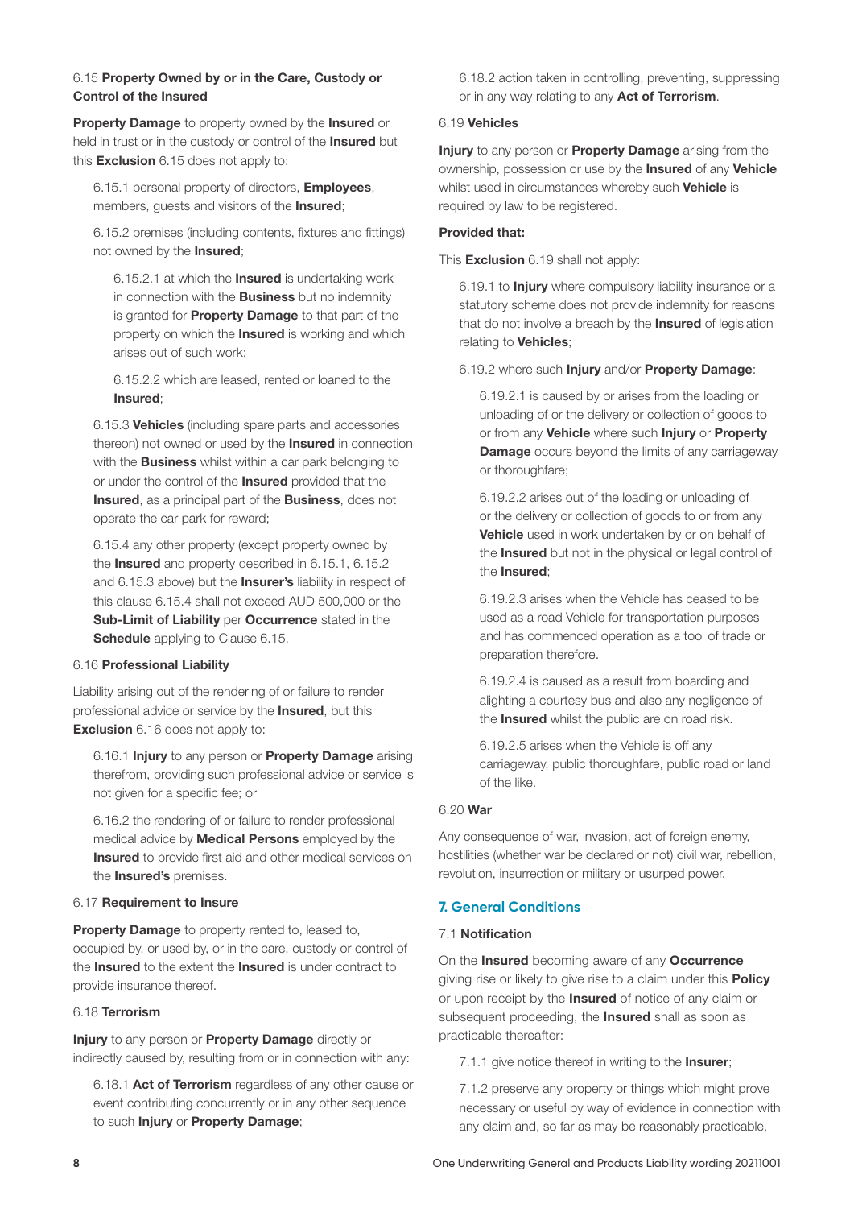6.15 **Property Owned by or in the Care, Custody or Control of the Insured**

**Property Damage** to property owned by the **Insured** or held in trust or in the custody or control of the **Insured** but this **Exclusion** 6.15 does not apply to:

6.15.1 personal property of directors, **Employees**, members, guests and visitors of the **Insured**;

6.15.2 premises (including contents, fixtures and fittings) not owned by the **Insured**;

6.15.2.1 at which the **Insured** is undertaking work in connection with the **Business** but no indemnity is granted for **Property Damage** to that part of the property on which the **Insured** is working and which arises out of such work;

6.15.2.2 which are leased, rented or loaned to the **Insured**;

6.15.3 **Vehicles** (including spare parts and accessories thereon) not owned or used by the **Insured** in connection with the **Business** whilst within a car park belonging to or under the control of the **Insured** provided that the **Insured**, as a principal part of the **Business**, does not operate the car park for reward;

6.15.4 any other property (except property owned by the **Insured** and property described in 6.15.1, 6.15.2 and 6.15.3 above) but the **Insurer's** liability in respect of this clause 6.15.4 shall not exceed AUD 500,000 or the **Sub-Limit of Liability** per **Occurrence** stated in the **Schedule** applying to Clause 6.15.

6.16 **Professional Liability**

Liability arising out of the rendering of or failure to render professional advice or service by the **Insured**, but this **Exclusion** 6.16 does not apply to:

6.16.1 **Injury** to any person or **Property Damage** arising therefrom, providing such professional advice or service is not given for a specific fee; or

6.16.2 the rendering of or failure to render professional medical advice by **Medical Persons** employed by the **Insured** to provide first aid and other medical services on the **Insured's** premises.

6.17 **Requirement to Insure**

**Property Damage** to property rented to, leased to, occupied by, or used by, or in the care, custody or control of the **Insured** to the extent the **Insured** is under contract to provide insurance thereof.

6.18 **Terrorism**

**Injury** to any person or **Property Damage** directly or indirectly caused by, resulting from or in connection with any:

6.18.1 **Act of Terrorism** regardless of any other cause or event contributing concurrently or in any other sequence to such **Injury** or **Property Damage**;

6.18.2 action taken in controlling, preventing, suppressing or in any way relating to any **Act of Terrorism**.

6.19 **Vehicles**

**Injury** to any person or **Property Damage** arising from the ownership, possession or use by the **Insured** of any **Vehicle** whilst used in circumstances whereby such **Vehicle** is required by law to be registered.

**Provided that:**

This **Exclusion** 6.19 shall not apply:

6.19.1 to **Injury** where compulsory liability insurance or a statutory scheme does not provide indemnity for reasons that do not involve a breach by the **Insured** of legislation relating to **Vehicles**;

6.19.2 where such **Injury** and/or **Property Damage**:

6.19.2.1 is caused by or arises from the loading or unloading of or the delivery or collection of goods to or from any **Vehicle** where such **Injury** or **Property Damage** occurs beyond the limits of any carriageway or thoroughfare;

6.19.2.2 arises out of the loading or unloading of or the delivery or collection of goods to or from any **Vehicle** used in work undertaken by or on behalf of the **Insured** but not in the physical or legal control of the **Insured**;

6.19.2.3 arises when the Vehicle has ceased to be used as a road Vehicle for transportation purposes and has commenced operation as a tool of trade or preparation therefore.

6.19.2.4 is caused as a result from boarding and alighting a courtesy bus and also any negligence of the **Insured** whilst the public are on road risk.

6.19.2.5 arises when the Vehicle is off any carriageway, public thoroughfare, public road or land of the like.

6.20 **War**

Any consequence of war, invasion, act of foreign enemy, hostilities (whether war be declared or not) civil war, rebellion, revolution, insurrection or military or usurped power.

## 7. General Conditions

7.1 **Notification**

On the **Insured** becoming aware of any **Occurrence** giving rise or likely to give rise to a claim under this **Policy** or upon receipt by the **Insured** of notice of any claim or subsequent proceeding, the **Insured** shall as soon as practicable thereafter:

7.1.1 give notice thereof in writing to the **Insurer**;

7.1.2 preserve any property or things which might prove necessary or useful by way of evidence in connection with any claim and, so far as may be reasonably practicable,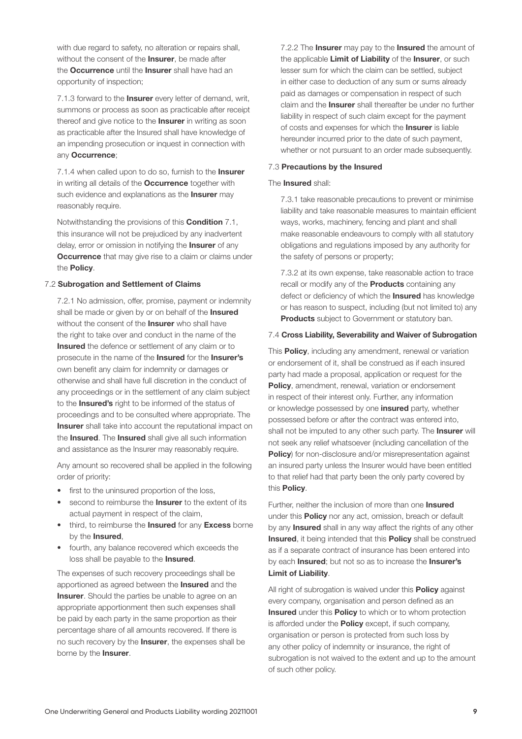with due regard to safety, no alteration or repairs shall, without the consent of the **Insurer**, be made after the **Occurrence** until the **Insurer** shall have had an opportunity of inspection;

7.1.3 forward to the **Insurer** every letter of demand, writ, summons or process as soon as practicable after receipt thereof and give notice to the **Insurer** in writing as soon as practicable after the Insured shall have knowledge of an impending prosecution or inquest in connection with any **Occurrence**;

7.1.4 when called upon to do so, furnish to the **Insurer** in writing all details of the **Occurrence** together with such evidence and explanations as the **Insurer** may reasonably require.

Notwithstanding the provisions of this **Condition** 7.1, this insurance will not be prejudiced by any inadvertent delay, error or omission in notifying the **Insurer** of any **Occurrence** that may give rise to a claim or claims under the **Policy**.

### 7.2 Subrogation and Settlement of Claims

7.2.1 No admission, offer, promise, payment or indemnity shall be made or given by or on behalf of the **Insured** without the consent of the **Insurer** who shall have the right to take over and conduct in the name of the **Insured** the defence or settlement of any claim or to prosecute in the name of the **Insured** for the **Insurer's** own benefit any claim for indemnity or damages or otherwise and shall have full discretion in the conduct of any proceedings or in the settlement of any claim subject to the **Insured's** right to be informed of the status of proceedings and to be consulted where appropriate. The **Insurer** shall take into account the reputational impact on the **Insured**. The **Insured** shall give all such information and assistance as the Insurer may reasonably require.

Any amount so recovered shall be applied in the following order of priority:

- first to the uninsured proportion of the loss,
- second to reimburse the **Insurer** to the extent of its actual payment in respect of the claim,
- third, to reimburse the **Insured** for any **Excess** borne by the **Insured**,
- fourth, any balance recovered which exceeds the loss shall be payable to the **Insured**.

The expenses of such recovery proceedings shall be apportioned as agreed between the **Insured** and the **Insurer**. Should the parties be unable to agree on an appropriate apportionment then such expenses shall be paid by each party in the same proportion as their percentage share of all amounts recovered. If there is no such recovery by the **Insurer**, the expenses shall be borne by the **Insurer**.

7.2.2 The **Insurer** may pay to the **Insured** the amount of the applicable **Limit of Liability** of the **Insurer**, or such lesser sum for which the claim can be settled, subject in either case to deduction of any sum or sums already paid as damages or compensation in respect of such claim and the **Insurer** shall thereafter be under no further liability in respect of such claim except for the payment of costs and expenses for which the **Insurer** is liable hereunder incurred prior to the date of such payment, whether or not pursuant to an order made subsequently.

### 7.3 Precautions by the Insured

The **Insured** shall:

7.3.1 take reasonable precautions to prevent or minimise liability and take reasonable measures to maintain efficient ways, works, machinery, fencing and plant and shall make reasonable endeavours to comply with all statutory obligations and regulations imposed by any authority for the safety of persons or property;

7.3.2 at its own expense, take reasonable action to trace recall or modify any of the **Products** containing any defect or deficiency of which the **Insured** has knowledge or has reason to suspect, including (but not limited to) any **Products** subject to Government or statutory ban.

### 7.4 Cross Liability, Severability and Waiver of Subrogation

This **Policy**, including any amendment, renewal or variation or endorsement of it, shall be construed as if each insured party had made a proposal, application or request for the **Policy**, amendment, renewal, variation or endorsement in respect of their interest only. Further, any information or knowledge possessed by one **insured** party, whether possessed before or after the contract was entered into, shall not be imputed to any other such party. The **Insurer** will not seek any relief whatsoever (including cancellation of the **Policy**) for non-disclosure and/or misrepresentation against an insured party unless the Insurer would have been entitled to that relief had that party been the only party covered by this **Policy**.

Further, neither the inclusion of more than one **Insured** under this **Policy** nor any act, omission, breach or default by any **Insured** shall in any way affect the rights of any other **Insured**, it being intended that this **Policy** shall be construed as if a separate contract of insurance has been entered into by each **Insured**; but not so as to increase the **Insurer's Limit of Liability**.

All right of subrogation is waived under this **Policy** against every company, organisation and person defined as an **Insured** under this **Policy** to which or to whom protection is afforded under the **Policy** except, if such company, organisation or person is protected from such loss by any other policy of indemnity or insurance, the right of subrogation is not waived to the extent and up to the amount of such other policy.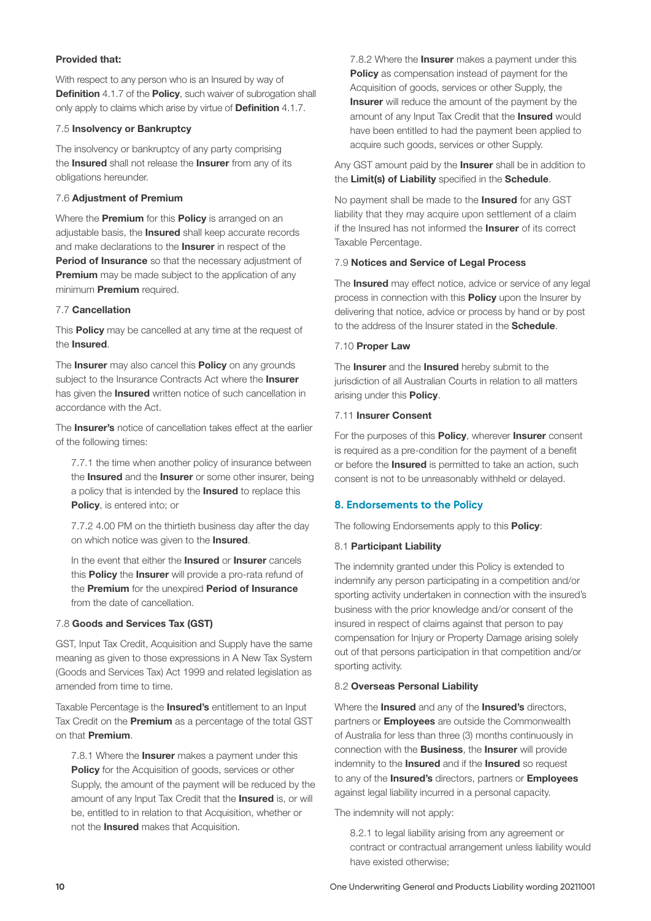**Provided that:**

With respect to any person who is an Insured by way of **Definition** 4.1.7 of the **Policy**, such waiver of subrogation shall only apply to claims which arise by virtue of **Definition** 4.1.7.

7.5 **Insolvency or Bankruptcy**

The insolvency or bankruptcy of any party comprising the **Insured** shall not release the **Insurer** from any of its obligations hereunder.

7.6 **Adjustment of Premium**

Where the **Premium** for this **Policy** is arranged on an adjustable basis, the **Insured** shall keep accurate records and make declarations to the **Insurer** in respect of the **Period of Insurance** so that the necessary adjustment of **Premium** may be made subject to the application of any minimum **Premium** required.

7.7 **Cancellation**

This **Policy** may be cancelled at any time at the request of the **Insured**.

The **Insurer** may also cancel this **Policy** on any grounds subject to the Insurance Contracts Act where the **Insurer** has given the **Insured** written notice of such cancellation in accordance with the Act.

The **Insurer's** notice of cancellation takes effect at the earlier of the following times:

7.7.1 the time when another policy of insurance between the **Insured** and the **Insurer** or some other insurer, being a policy that is intended by the **Insured** to replace this **Policy**, is entered into; or

7.7.2 4.00 PM on the thirtieth business day after the day on which notice was given to the **Insured**.

In the event that either the **Insured** or **Insurer** cancels this **Policy** the **Insurer** will provide a pro-rata refund of the **Premium** for the unexpired **Period of Insurance** from the date of cancellation.

7.8 **Goods and Services Tax (GST)**

GST, Input Tax Credit, Acquisition and Supply have the same meaning as given to those expressions in A New Tax System (Goods and Services Tax) Act 1999 and related legislation as amended from time to time.

Taxable Percentage is the **Insured's** entitlement to an Input Tax Credit on the **Premium** as a percentage of the total GST on that **Premium**.

7.8.1 Where the **Insurer** makes a payment under this **Policy** for the Acquisition of goods, services or other Supply, the amount of the payment will be reduced by the amount of any Input Tax Credit that the **Insured** is, or will be, entitled to in relation to that Acquisition, whether or not the **Insured** makes that Acquisition.

7.8.2 Where the **Insurer** makes a payment under this **Policy** as compensation instead of payment for the Acquisition of goods, services or other Supply, the **Insurer** will reduce the amount of the payment by the amount of any Input Tax Credit that the **Insured** would have been entitled to had the payment been applied to acquire such goods, services or other Supply.

Any GST amount paid by the **Insurer** shall be in addition to the **Limit(s) of Liability** specified in the **Schedule**.

No payment shall be made to the **Insured** for any GST liability that they may acquire upon settlement of a claim if the Insured has not informed the **Insurer** of its correct Taxable Percentage.

7.9 **Notices and Service of Legal Process**

The **Insured** may effect notice, advice or service of any legal process in connection with this **Policy** upon the Insurer by delivering that notice, advice or process by hand or by post to the address of the Insurer stated in the **Schedule**.

7.10 **Proper Law**

The **Insurer** and the **Insured** hereby submit to the jurisdiction of all Australian Courts in relation to all matters arising under this **Policy**.

7.11 **Insurer Consent**

For the purposes of this **Policy**, wherever **Insurer** consent is required as a pre-condition for the payment of a benefit or before the **Insured** is permitted to take an action, such consent is not to be unreasonably withheld or delayed.

## 8. Endorsements to the Policy

The following Endorsements apply to this **Policy**:

8.1 **Participant Liability**

The indemnity granted under this Policy is extended to indemnify any person participating in a competition and/or sporting activity undertaken in connection with the insured's business with the prior knowledge and/or consent of the insured in respect of claims against that person to pay compensation for Injury or Property Damage arising solely out of that persons participation in that competition and/or sporting activity.

8.2 **Overseas Personal Liability**

Where the **Insured** and any of the **Insured's** directors, partners or **Employees** are outside the Commonwealth of Australia for less than three (3) months continuously in connection with the **Business**, the **Insurer** will provide indemnity to the **Insured** and if the **Insured** so request to any of the **Insured's** directors, partners or **Employees** against legal liability incurred in a personal capacity.

The indemnity will not apply:

8.2.1 to legal liability arising from any agreement or contract or contractual arrangement unless liability would have existed otherwise;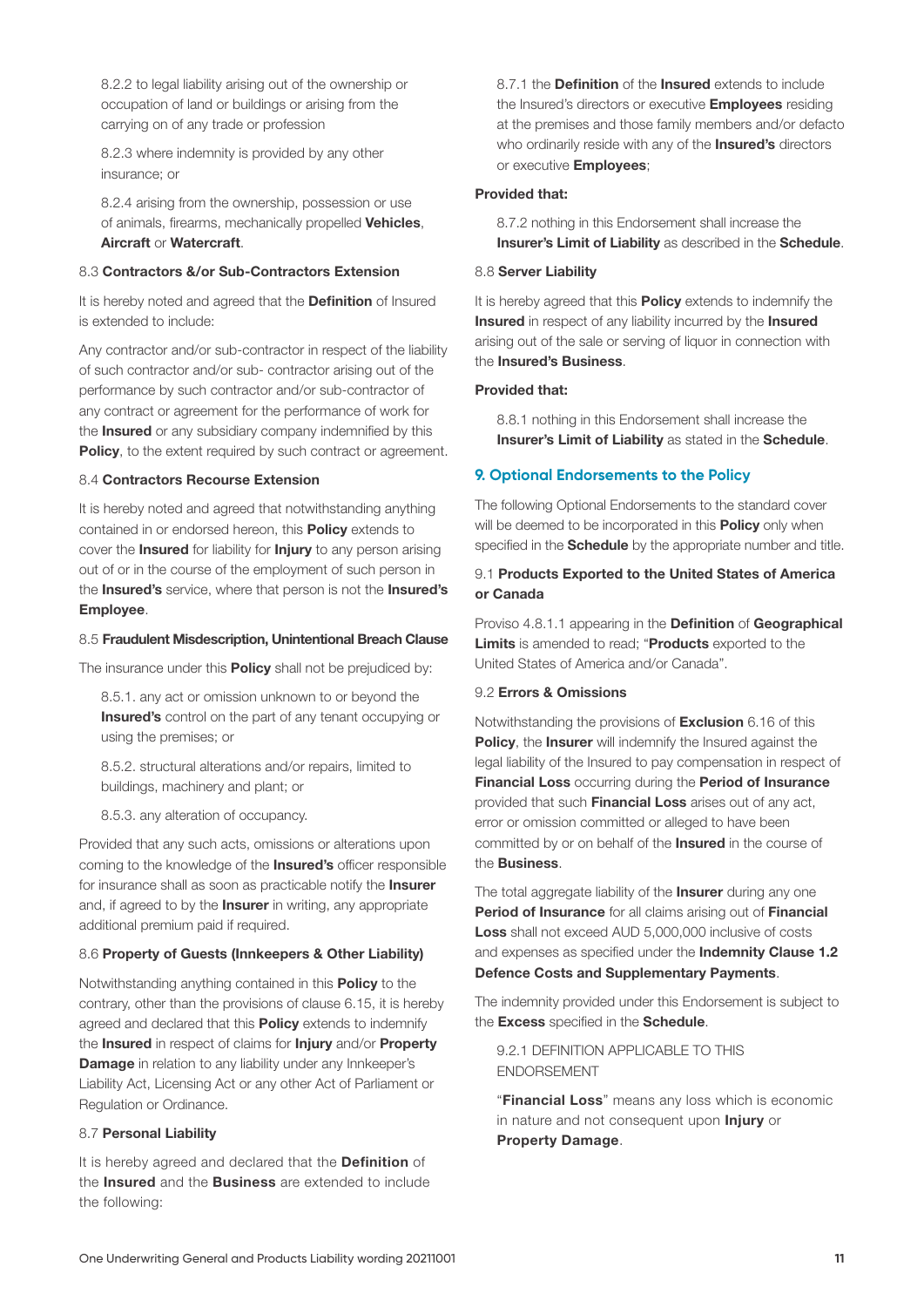8.2.2 to legal liability arising out of the ownership or occupation of land or buildings or arising from the carrying on of any trade or profession

8.2.3 where indemnity is provided by any other insurance; or

8.2.4 arising from the ownership, possession or use of animals, firearms, mechanically propelled **Vehicles**, **Aircraft** or **Watercraft**.

8.3 **Contractors &/or Sub-Contractors Extension**

It is hereby noted and agreed that the **Definition** of Insured is extended to include:

Any contractor and/or sub-contractor in respect of the liability of such contractor and/or sub- contractor arising out of the performance by such contractor and/or sub-contractor of any contract or agreement for the performance of work for the **Insured** or any subsidiary company indemnified by this **Policy**, to the extent required by such contract or agreement.

8.4 **Contractors Recourse Extension**

It is hereby noted and agreed that notwithstanding anything contained in or endorsed hereon, this **Policy** extends to cover the **Insured** for liability for **Injury** to any person arising out of or in the course of the employment of such person in the **Insured's** service, where that person is not the **Insured's Employee**.

8.5 **Fraudulent Misdescription, Unintentional Breach Clause**

The insurance under this **Policy** shall not be prejudiced by:

8.5.1. any act or omission unknown to or beyond the **Insured's** control on the part of any tenant occupying or using the premises; or

8.5.2. structural alterations and/or repairs, limited to buildings, machinery and plant; or

8.5.3. any alteration of occupancy.

Provided that any such acts, omissions or alterations upon coming to the knowledge of the **Insured's** officer responsible for insurance shall as soon as practicable notify the **Insurer** and, if agreed to by the **Insurer** in writing, any appropriate additional premium paid if required.

8.6 **Property of Guests (Innkeepers & Other Liability)**

Notwithstanding anything contained in this **Policy** to the contrary, other than the provisions of clause 6.15, it is hereby agreed and declared that this **Policy** extends to indemnify the **Insured** in respect of claims for **Injury** and/or **Property Damage** in relation to any liability under any Innkeeper's Liability Act, Licensing Act or any other Act of Parliament or Regulation or Ordinance.

8.7 **Personal Liability**

It is hereby agreed and declared that the **Definition** of the **Insured** and the **Business** are extended to include the following:

8.7.1 the **Definition** of the **Insured** extends to include the Insured's directors or executive **Employees** residing at the premises and those family members and/or defacto who ordinarily reside with any of the **Insured's** directors or executive **Employees**;

**Provided that:**

8.7.2 nothing in this Endorsement shall increase the **Insurer's Limit of Liability** as described in the **Schedule**.

8.8 **Server Liability**

It is hereby agreed that this **Policy** extends to indemnify the **Insured** in respect of any liability incurred by the **Insured** arising out of the sale or serving of liquor in connection with the **Insured's Business**.

**Provided that:**

8.8.1 nothing in this Endorsement shall increase the **Insurer's Limit of Liability** as stated in the **Schedule**.

## 9. Optional Endorsements to the Policy

The following Optional Endorsements to the standard cover will be deemed to be incorporated in this **Policy** only when specified in the **Schedule** by the appropriate number and title.

9.1 **Products Exported to the United States of America or Canada**

Proviso 4.8.1.1 appearing in the **Definition** of **Geographical Limits** is amended to read; "**Products** exported to the United States of America and/or Canada".

9.2 **Errors & Omissions**

Notwithstanding the provisions of **Exclusion** 6.16 of this **Policy**, the **Insurer** will indemnify the Insured against the legal liability of the Insured to pay compensation in respect of **Financial Loss** occurring during the **Period of Insurance** provided that such **Financial Loss** arises out of any act, error or omission committed or alleged to have been committed by or on behalf of the **Insured** in the course of the **Business**.

The total aggregate liability of the **Insurer** during any one **Period of Insurance** for all claims arising out of **Financial Loss** shall not exceed AUD 5,000,000 inclusive of costs and expenses as specified under the **Indemnity Clause 1.2 Defence Costs and Supplementary Payments**.

The indemnity provided under this Endorsement is subject to the **Excess** specified in the **Schedule**.

9.2.1 DEFINITION APPLICABLE TO THIS ENDORSEMENT

"**Financial Loss**" means any loss which is economic in nature and not consequent upon **Injury** or **Property Damage**.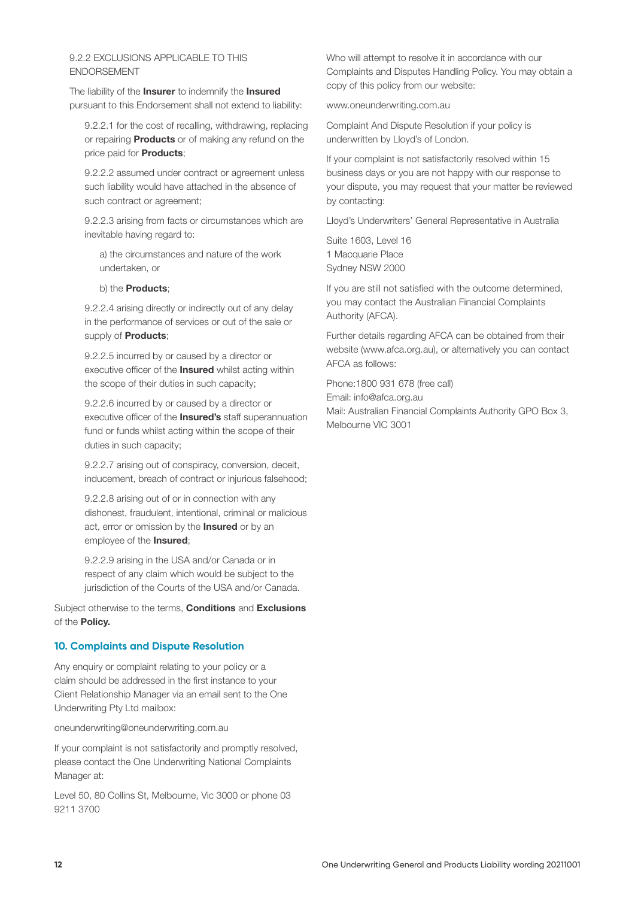9.2.2 EXCLUSIONS APPLICABLE TO THIS ENDORSEMENT

The liability of the **Insurer** to indemnify the **Insured** pursuant to this Endorsement shall not extend to liability:

9.2.2.1 for the cost of recalling, withdrawing, replacing or repairing **Products** or of making any refund on the price paid for **Products**;

9.2.2.2 assumed under contract or agreement unless such liability would have attached in the absence of such contract or agreement;

9.2.2.3 arising from facts or circumstances which are inevitable having regard to:

a) the circumstances and nature of the work undertaken, or

b) the **Products**;

9.2.2.4 arising directly or indirectly out of any delay in the performance of services or out of the sale or supply of **Products**;

9.2.2.5 incurred by or caused by a director or executive officer of the **Insured** whilst acting within the scope of their duties in such capacity;

9.2.2.6 incurred by or caused by a director or executive officer of the **Insured's** staff superannuation fund or funds whilst acting within the scope of their duties in such capacity;

9.2.2.7 arising out of conspiracy, conversion, deceit, inducement, breach of contract or injurious falsehood;

9.2.2.8 arising out of or in connection with any dishonest, fraudulent, intentional, criminal or malicious act, error or omission by the **Insured** or by an employee of the **Insured**;

9.2.2.9 arising in the USA and/or Canada or in respect of any claim which would be subject to the jurisdiction of the Courts of the USA and/or Canada.

Subject otherwise to the terms, **Conditions** and **Exclusions** of the **Policy.**

## 10. Complaints and Dispute Resolution

Any enquiry or complaint relating to your policy or a claim should be addressed in the first instance to your Client Relationship Manager via an email sent to the One Underwriting Pty Ltd mailbox:

oneunderwriting@oneunderwriting.com.au

If your complaint is not satisfactorily and promptly resolved, please contact the One Underwriting National Complaints Manager at:

Level 50, 80 Collins St, Melbourne, Vic 3000 or phone 03 9211 3700

Who will attempt to resolve it in accordance with our Complaints and Disputes Handling Policy. You may obtain a copy of this policy from our website:

www.oneunderwriting.com.au

Complaint And Dispute Resolution if your policy is underwritten by Lloyd's of London.

If your complaint is not satisfactorily resolved within 15 business days or you are not happy with our response to your dispute, you may request that your matter be reviewed by contacting:

Lloyd's Underwriters' General Representative in Australia

Suite 1603, Level 16
1 Macquarie Place
Sydney NSW 2000

If you are still not satisfied with the outcome determined, you may contact the Australian Financial Complaints Authority (AFCA).

Further details regarding AFCA can be obtained from their website (www.afca.org.au), or alternatively you can contact AFCA as follows:

Phone:1800 931 678 (free call)
Email: info@afca.org.au
Mail: Australian Financial Complaints Authority GPO Box 3, Melbourne VIC 3001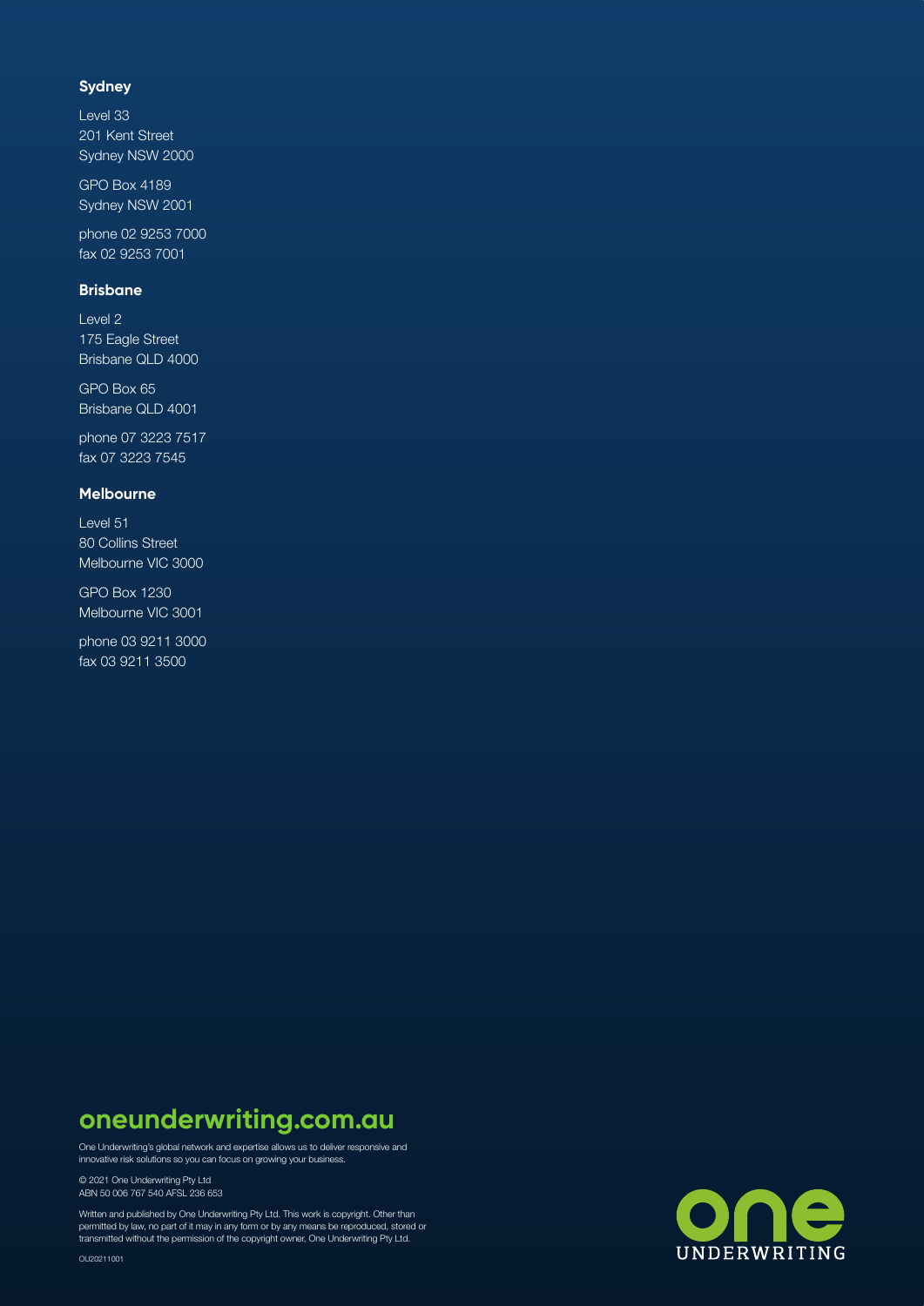**Sydney**

Level 33
201 Kent Street
Sydney NSW 2000

GPO Box 4189
Sydney NSW 2001

phone 02 9253 7000
fax 02 9253 7001

**Brisbane**

Level 2
175 Eagle Street
Brisbane QLD 4000

GPO Box 65
Brisbane QLD 4001

phone 07 3223 7517
fax 07 3223 7545

**Melbourne**

Level 51
80 Collins Street
Melbourne VIC 3000

GPO Box 1230
Melbourne VIC 3001

phone 03 9211 3000
fax 03 9211 3500

## oneunderwriting.com.au

One Underwriting's global network and expertise allows us to deliver responsive and innovative risk solutions so you can focus on growing your business.

© 2021 One Underwriting Pty Ltd
ABN 50 006 767 540 AFSL 236 653

Written and published by One Underwriting Pty Ltd. This work is copyright. Other than permitted by law, no part of it may in any form or by any means be reproduced, stored or transmitted without the permission of the copyright owner, One Underwriting Pty Ltd.

OU20211001

one UNDERWRITING